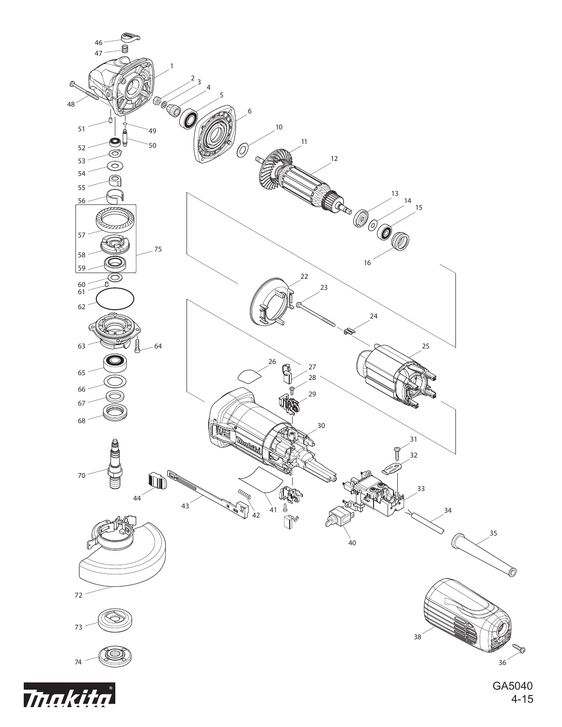GA5040

4-15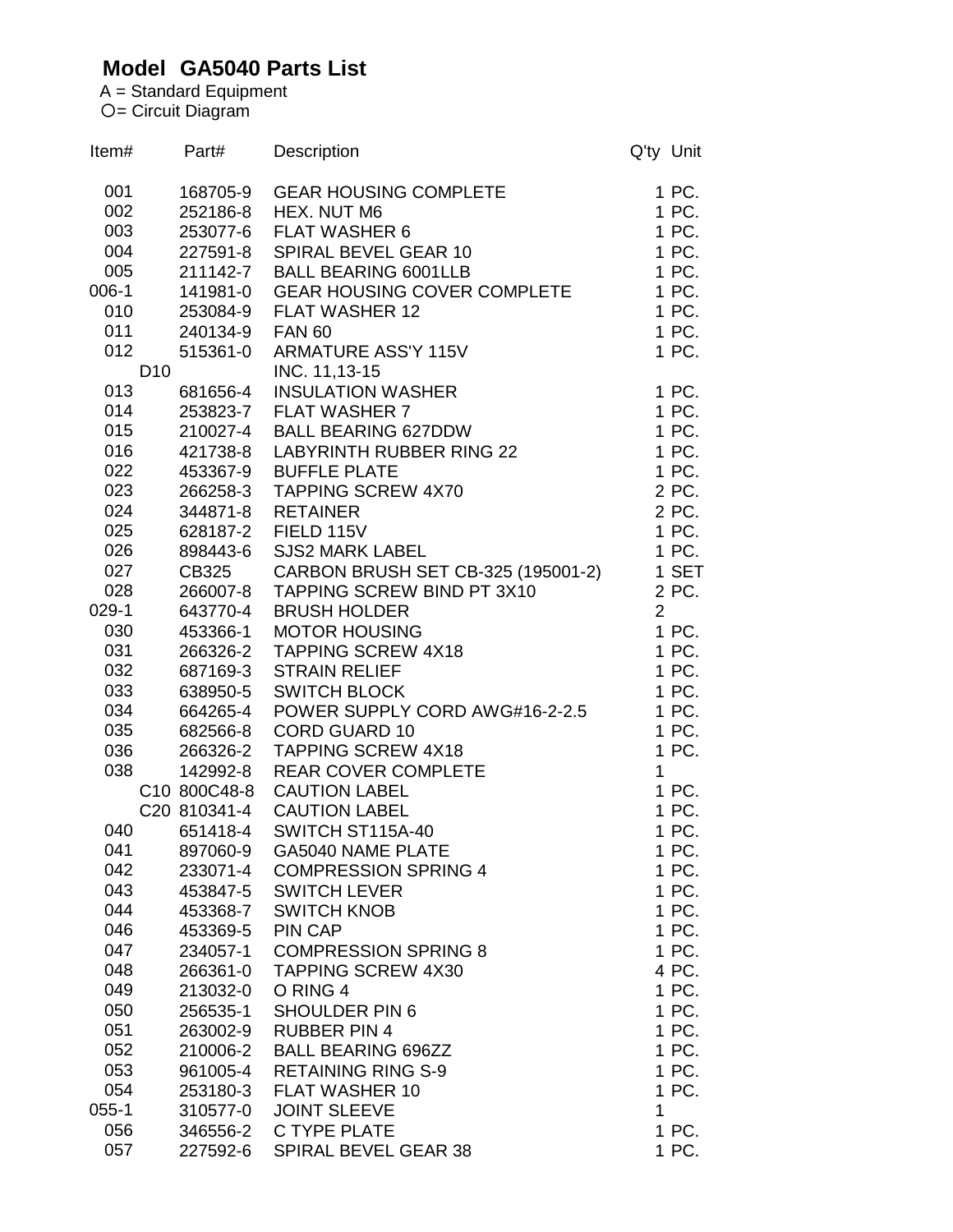# Model GA5040 Parts List

A = Standard Equipment
○= Circuit Diagram

| Item# | | Part# | Description | Q'ty | Unit |
|---|---|---|---|---|---|
| 001 | | 168705-9 | GEAR HOUSING COMPLETE | 1 | PC. |
| 002 | | 252186-8 | HEX. NUT M6 | 1 | PC. |
| 003 | | 253077-6 | FLAT WASHER 6 | 1 | PC. |
| 004 | | 227591-8 | SPIRAL BEVEL GEAR 10 | 1 | PC. |
| 005 | | 211142-7 | BALL BEARING 6001LLB | 1 | PC. |
| 006-1 | | 141981-0 | GEAR HOUSING COVER COMPLETE | 1 | PC. |
| 010 | | 253084-9 | FLAT WASHER 12 | 1 | PC. |
| 011 | | 240134-9 | FAN 60 | 1 | PC. |
| 012 | | 515361-0 | ARMATURE ASS'Y 115V | 1 | PC. |
| | D10 | | INC. 11,13-15 | | |
| 013 | | 681656-4 | INSULATION WASHER | 1 | PC. |
| 014 | | 253823-7 | FLAT WASHER 7 | 1 | PC. |
| 015 | | 210027-4 | BALL BEARING 627DDW | 1 | PC. |
| 016 | | 421738-8 | LABYRINTH RUBBER RING 22 | 1 | PC. |
| 022 | | 453367-9 | BUFFLE PLATE | 1 | PC. |
| 023 | | 266258-3 | TAPPING SCREW 4X70 | 2 | PC. |
| 024 | | 344871-8 | RETAINER | 2 | PC. |
| 025 | | 628187-2 | FIELD 115V | 1 | PC. |
| 026 | | 898443-6 | SJS2 MARK LABEL | 1 | PC. |
| 027 | | CB325 | CARBON BRUSH SET CB-325 (195001-2) | 1 | SET |
| 028 | | 266007-8 | TAPPING SCREW BIND PT 3X10 | 2 | PC. |
| 029-1 | | 643770-4 | BRUSH HOLDER | 2 | |
| 030 | | 453366-1 | MOTOR HOUSING | 1 | PC. |
| 031 | | 266326-2 | TAPPING SCREW 4X18 | 1 | PC. |
| 032 | | 687169-3 | STRAIN RELIEF | 1 | PC. |
| 033 | | 638950-5 | SWITCH BLOCK | 1 | PC. |
| 034 | | 664265-4 | POWER SUPPLY CORD AWG#16-2-2.5 | 1 | PC. |
| 035 | | 682566-8 | CORD GUARD 10 | 1 | PC. |
| 036 | | 266326-2 | TAPPING SCREW 4X18 | 1 | PC. |
| 038 | | 142992-8 | REAR COVER COMPLETE | 1 | |
| | C10 | 800C48-8 | CAUTION LABEL | 1 | PC. |
| | C20 | 810341-4 | CAUTION LABEL | 1 | PC. |
| 040 | | 651418-4 | SWITCH ST115A-40 | 1 | PC. |
| 041 | | 897060-9 | GA5040 NAME PLATE | 1 | PC. |
| 042 | | 233071-4 | COMPRESSION SPRING 4 | 1 | PC. |
| 043 | | 453847-5 | SWITCH LEVER | 1 | PC. |
| 044 | | 453368-7 | SWITCH KNOB | 1 | PC. |
| 046 | | 453369-5 | PIN CAP | 1 | PC. |
| 047 | | 234057-1 | COMPRESSION SPRING 8 | 1 | PC. |
| 048 | | 266361-0 | TAPPING SCREW 4X30 | 4 | PC. |
| 049 | | 213032-0 | O RING 4 | 1 | PC. |
| 050 | | 256535-1 | SHOULDER PIN 6 | 1 | PC. |
| 051 | | 263002-9 | RUBBER PIN 4 | 1 | PC. |
| 052 | | 210006-2 | BALL BEARING 696ZZ | 1 | PC. |
| 053 | | 961005-4 | RETAINING RING S-9 | 1 | PC. |
| 054 | | 253180-3 | FLAT WASHER 10 | 1 | PC. |
| 055-1 | | 310577-0 | JOINT SLEEVE | 1 | |
| 056 | | 346556-2 | C TYPE PLATE | 1 | PC. |
| 057 | | 227592-6 | SPIRAL BEVEL GEAR 38 | 1 | PC. |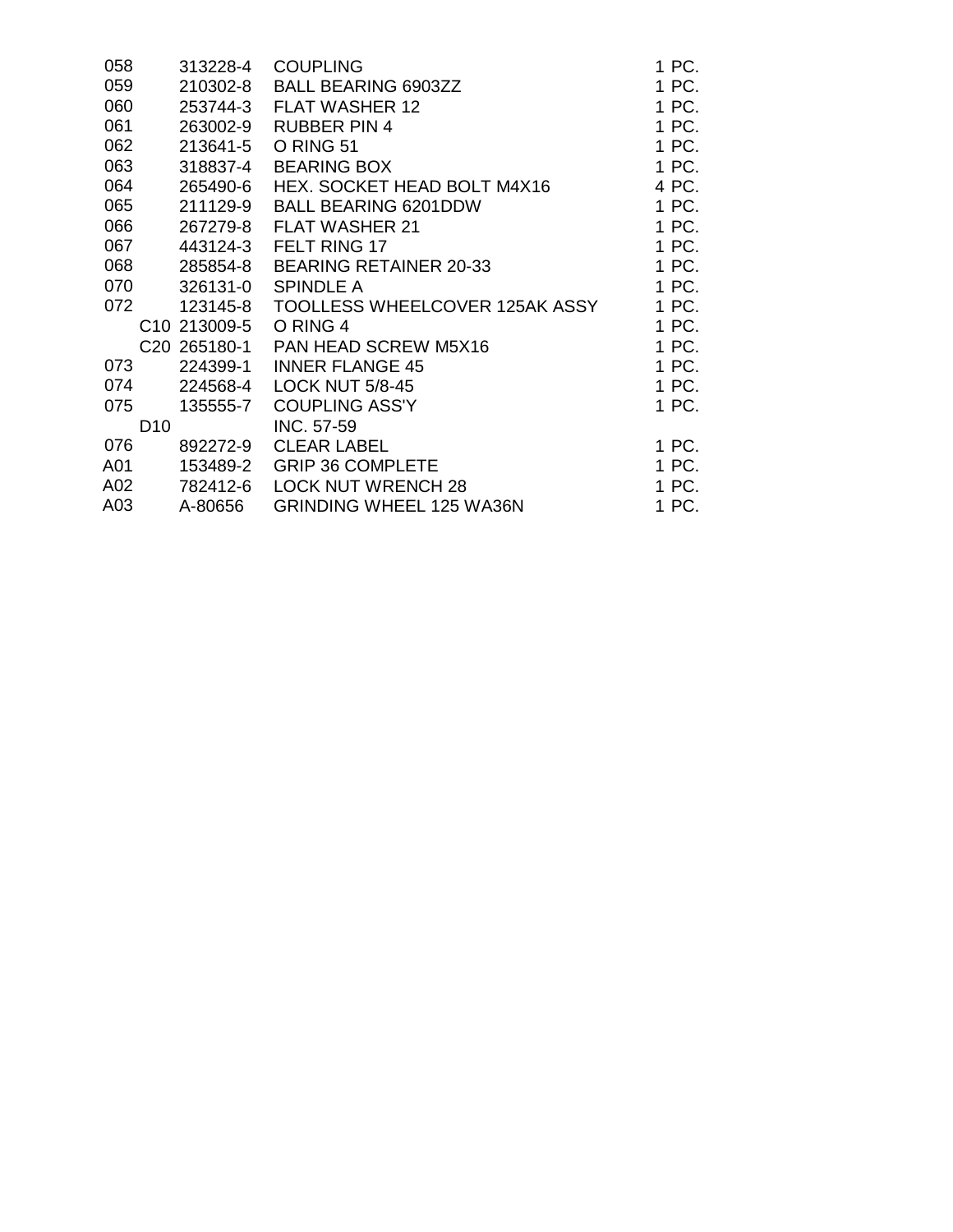| | | | | |
|---|---|---|---|---|
| 058 | | 313228-4 | COUPLING | 1 PC. |
| 059 | | 210302-8 | BALL BEARING 6903ZZ | 1 PC. |
| 060 | | 253744-3 | FLAT WASHER 12 | 1 PC. |
| 061 | | 263002-9 | RUBBER PIN 4 | 1 PC. |
| 062 | | 213641-5 | O RING 51 | 1 PC. |
| 063 | | 318837-4 | BEARING BOX | 1 PC. |
| 064 | | 265490-6 | HEX. SOCKET HEAD BOLT M4X16 | 4 PC. |
| 065 | | 211129-9 | BALL BEARING 6201DDW | 1 PC. |
| 066 | | 267279-8 | FLAT WASHER 21 | 1 PC. |
| 067 | | 443124-3 | FELT RING 17 | 1 PC. |
| 068 | | 285854-8 | BEARING RETAINER 20-33 | 1 PC. |
| 070 | | 326131-0 | SPINDLE A | 1 PC. |
| 072 | | 123145-8 | TOOLLESS WHEELCOVER 125AK ASSY | 1 PC. |
| | C10 | 213009-5 | O RING 4 | 1 PC. |
| | C20 | 265180-1 | PAN HEAD SCREW M5X16 | 1 PC. |
| 073 | | 224399-1 | INNER FLANGE 45 | 1 PC. |
| 074 | | 224568-4 | LOCK NUT 5/8-45 | 1 PC. |
| 075 | | 135555-7 | COUPLING ASS'Y | 1 PC. |
| | D10 | | INC. 57-59 | |
| 076 | | 892272-9 | CLEAR LABEL | 1 PC. |
| A01 | | 153489-2 | GRIP 36 COMPLETE | 1 PC. |
| A02 | | 782412-6 | LOCK NUT WRENCH 28 | 1 PC. |
| A03 | | A-80656 | GRINDING WHEEL 125 WA36N | 1 PC. |